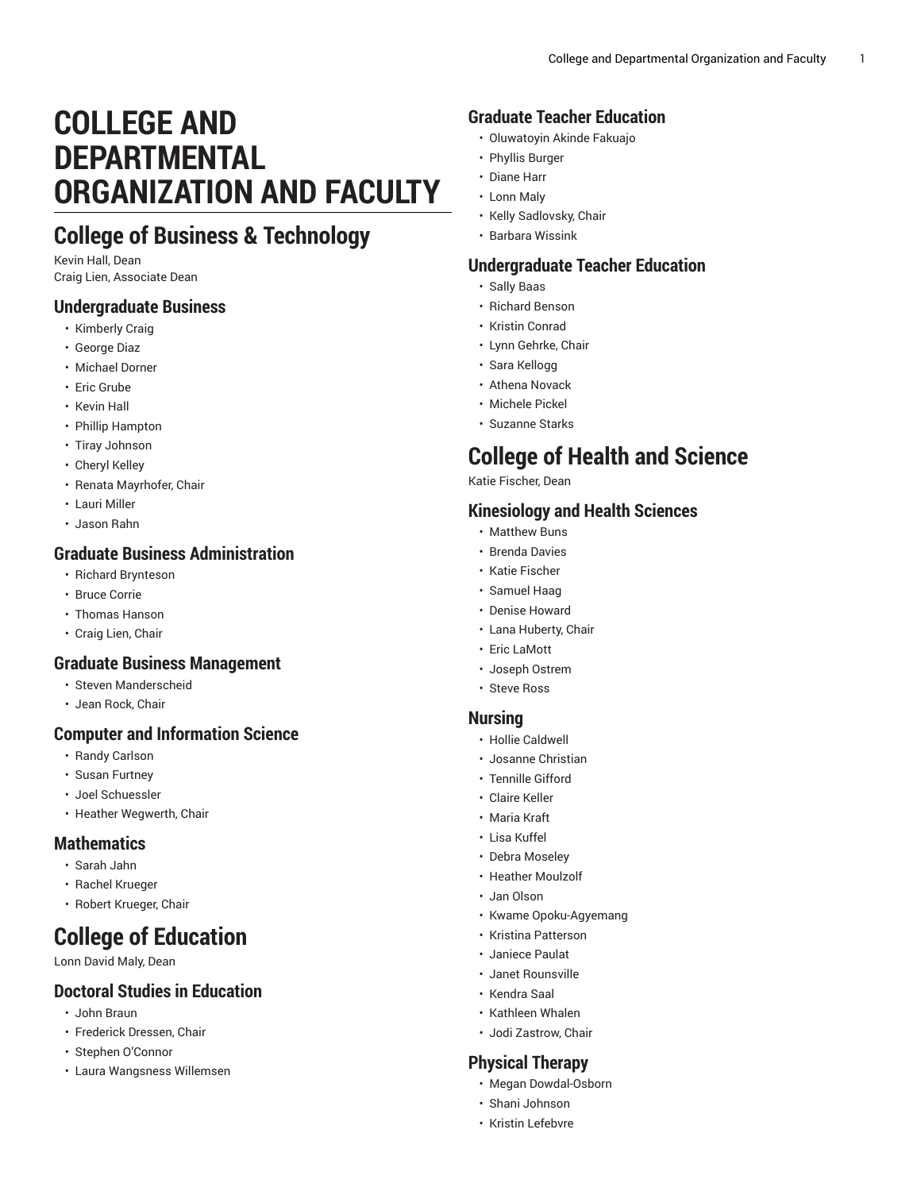# COLLEGE AND DEPARTMENTAL ORGANIZATION AND FACULTY

## College of Business & Technology

Kevin Hall, Dean
Craig Lien, Associate Dean

### Undergraduate Business

- Kimberly Craig
- George Diaz
- Michael Dorner
- Eric Grube
- Kevin Hall
- Phillip Hampton
- Tiray Johnson
- Cheryl Kelley
- Renata Mayrhofer, Chair
- Lauri Miller
- Jason Rahn

### Graduate Business Administration

- Richard Brynteson
- Bruce Corrie
- Thomas Hanson
- Craig Lien, Chair

### Graduate Business Management

- Steven Manderscheid
- Jean Rock, Chair

### Computer and Information Science

- Randy Carlson
- Susan Furtney
- Joel Schuessler
- Heather Wegwerth, Chair

### Mathematics

- Sarah Jahn
- Rachel Krueger
- Robert Krueger, Chair

## College of Education

Lonn David Maly, Dean

### Doctoral Studies in Education

- John Braun
- Frederick Dressen, Chair
- Stephen O'Connor
- Laura Wangsness Willemsen

### Graduate Teacher Education

- Oluwatoyin Akinde Fakuajo
- Phyllis Burger
- Diane Harr
- Lonn Maly
- Kelly Sadlovsky, Chair
- Barbara Wissink

### Undergraduate Teacher Education

- Sally Baas
- Richard Benson
- Kristin Conrad
- Lynn Gehrke, Chair
- Sara Kellogg
- Athena Novack
- Michele Pickel
- Suzanne Starks

## College of Health and Science

Katie Fischer, Dean

### Kinesiology and Health Sciences

- Matthew Buns
- Brenda Davies
- Katie Fischer
- Samuel Haag
- Denise Howard
- Lana Huberty, Chair
- Eric LaMott
- Joseph Ostrem
- Steve Ross

### Nursing

- Hollie Caldwell
- Josanne Christian
- Tennille Gifford
- Claire Keller
- Maria Kraft
- Lisa Kuffel
- Debra Moseley
- Heather Moulzolf
- Jan Olson
- Kwame Opoku-Agyemang
- Kristina Patterson
- Janiece Paulat
- Janet Rounsville
- Kendra Saal
- Kathleen Whalen
- Jodi Zastrow, Chair

### Physical Therapy

- Megan Dowdal-Osborn
- Shani Johnson
- Kristin Lefebvre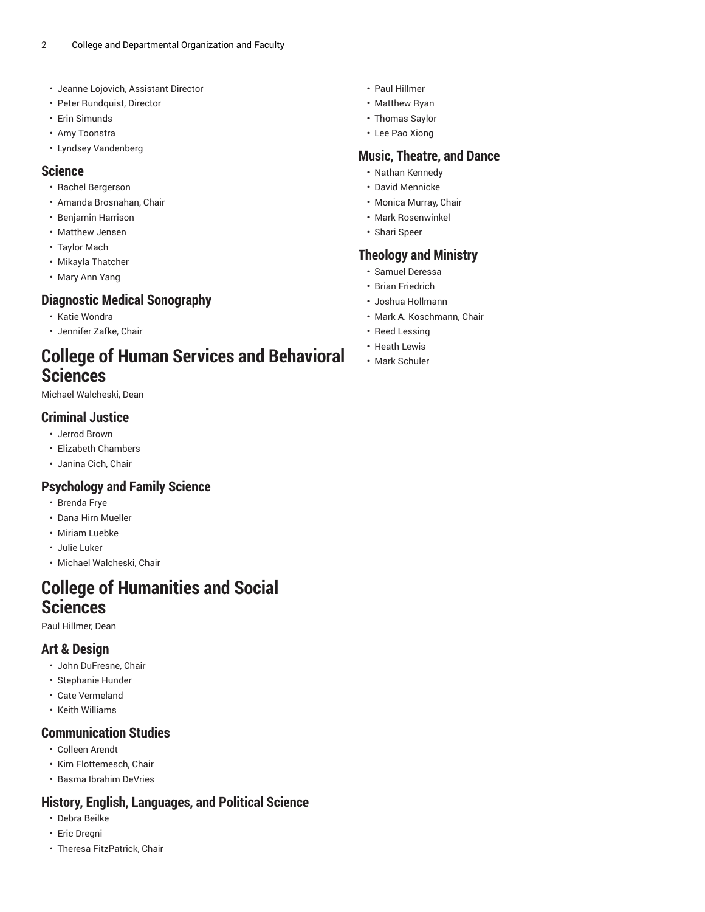- Jeanne Lojovich, Assistant Director
- Peter Rundquist, Director
- Erin Simunds
- Amy Toonstra
- Lyndsey Vandenberg

### Science

- Rachel Bergerson
- Amanda Brosnahan, Chair
- Benjamin Harrison
- Matthew Jensen
- Taylor Mach
- Mikayla Thatcher
- Mary Ann Yang

### Diagnostic Medical Sonography

- Katie Wondra
- Jennifer Zafke, Chair

## College of Human Services and Behavioral Sciences

Michael Walcheski, Dean

### Criminal Justice

- Jerrod Brown
- Elizabeth Chambers
- Janina Cich, Chair

### Psychology and Family Science

- Brenda Frye
- Dana Hirn Mueller
- Miriam Luebke
- Julie Luker
- Michael Walcheski, Chair

## College of Humanities and Social Sciences

Paul Hillmer, Dean

### Art & Design

- John DuFresne, Chair
- Stephanie Hunder
- Cate Vermeland
- Keith Williams

### Communication Studies

- Colleen Arendt
- Kim Flottemesch, Chair
- Basma Ibrahim DeVries

### History, English, Languages, and Political Science

- Debra Beilke
- Eric Dregni
- Theresa FitzPatrick, Chair
- Paul Hillmer
- Matthew Ryan
- Thomas Saylor
- Lee Pao Xiong

### Music, Theatre, and Dance

- Nathan Kennedy
- David Mennicke
- Monica Murray, Chair
- Mark Rosenwinkel
- Shari Speer

### Theology and Ministry

- Samuel Deressa
- Brian Friedrich
- Joshua Hollmann
- Mark A. Koschmann, Chair
- Reed Lessing
- Heath Lewis
- Mark Schuler